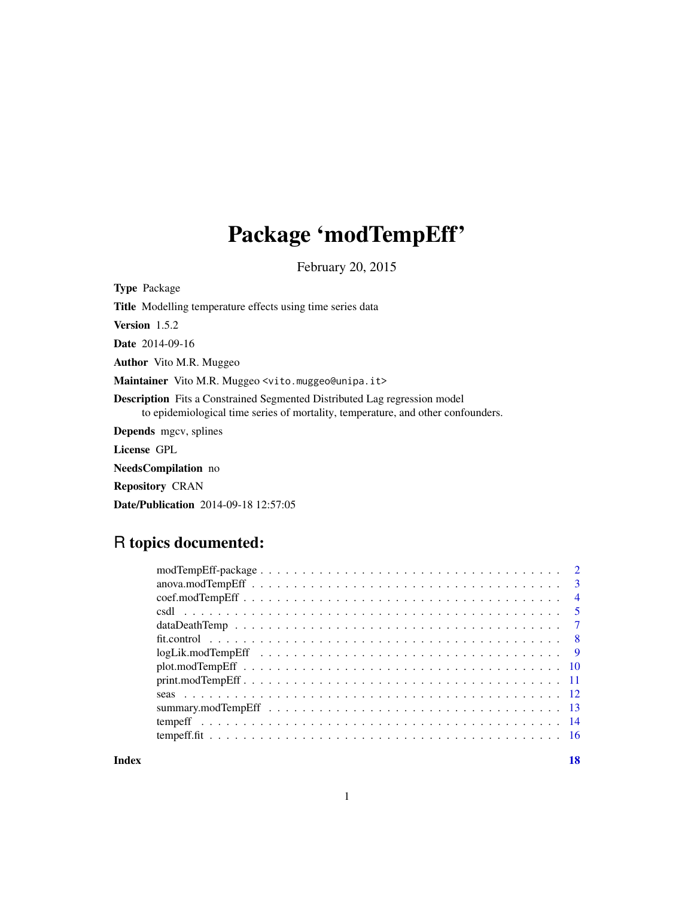# Package 'modTempEff'

February 20, 2015

**Type** Package

**Title** Modelling temperature effects using time series data

**Version** 1.5.2

**Date** 2014-09-16

**Author** Vito M.R. Muggeo

**Maintainer** Vito M.R. Muggeo <vito.muggeo@unipa.it>

**Description** Fits a Constrained Segmented Distributed Lag regression model to epidemiological time series of mortality, temperature, and other confounders.

**Depends** mgcv, splines

**License** GPL

**NeedsCompilation** no

**Repository** CRAN

**Date/Publication** 2014-09-18 12:57:05

## R topics documented:

| | |
|---|---|
| modTempEff-package | 2 |
| anova.modTempEff | 3 |
| coef.modTempEff | 4 |
| csdl | 5 |
| dataDeathTemp | 7 |
| fit.control | 8 |
| logLik.modTempEff | 9 |
| plot.modTempEff | 10 |
| print.modTempEff | 11 |
| seas | 12 |
| summary.modTempEff | 13 |
| tempeff | 14 |
| tempeff.fit | 16 |
| **Index** | **18** |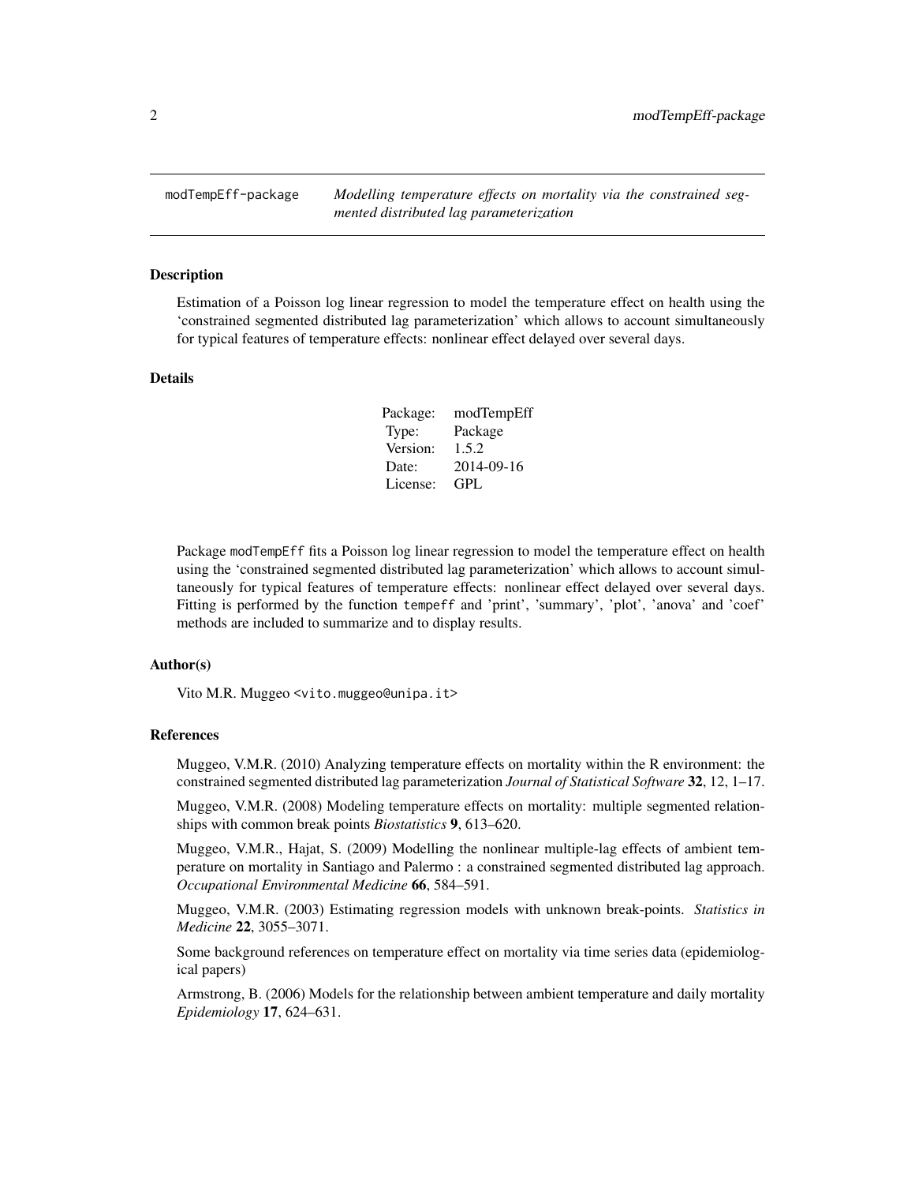# modTempEff-package *Modelling temperature effects on mortality via the constrained segmented distributed lag parameterization*

## Description

Estimation of a Poisson log linear regression to model the temperature effect on health using the 'constrained segmented distributed lag parameterization' which allows to account simultaneously for typical features of temperature effects: nonlinear effect delayed over several days.

## Details

| | |
|---|---|
| Package: | modTempEff |
| Type: | Package |
| Version: | 1.5.2 |
| Date: | 2014-09-16 |
| License: | GPL |

Package `modTempEff` fits a Poisson log linear regression to model the temperature effect on health using the 'constrained segmented distributed lag parameterization' which allows to account simultaneously for typical features of temperature effects: nonlinear effect delayed over several days. Fitting is performed by the function `tempeff` and 'print', 'summary', 'plot', 'anova' and 'coef' methods are included to summarize and to display results.

## Author(s)

Vito M.R. Muggeo <vito.muggeo@unipa.it>

## References

Muggeo, V.M.R. (2010) Analyzing temperature effects on mortality within the R environment: the constrained segmented distributed lag parameterization *Journal of Statistical Software* **32**, 12, 1–17.

Muggeo, V.M.R. (2008) Modeling temperature effects on mortality: multiple segmented relationships with common break points *Biostatistics* **9**, 613–620.

Muggeo, V.M.R., Hajat, S. (2009) Modelling the nonlinear multiple-lag effects of ambient temperature on mortality in Santiago and Palermo : a constrained segmented distributed lag approach. *Occupational Environmental Medicine* **66**, 584–591.

Muggeo, V.M.R. (2003) Estimating regression models with unknown break-points. *Statistics in Medicine* **22**, 3055–3071.

Some background references on temperature effect on mortality via time series data (epidemiological papers)

Armstrong, B. (2006) Models for the relationship between ambient temperature and daily mortality *Epidemiology* **17**, 624–631.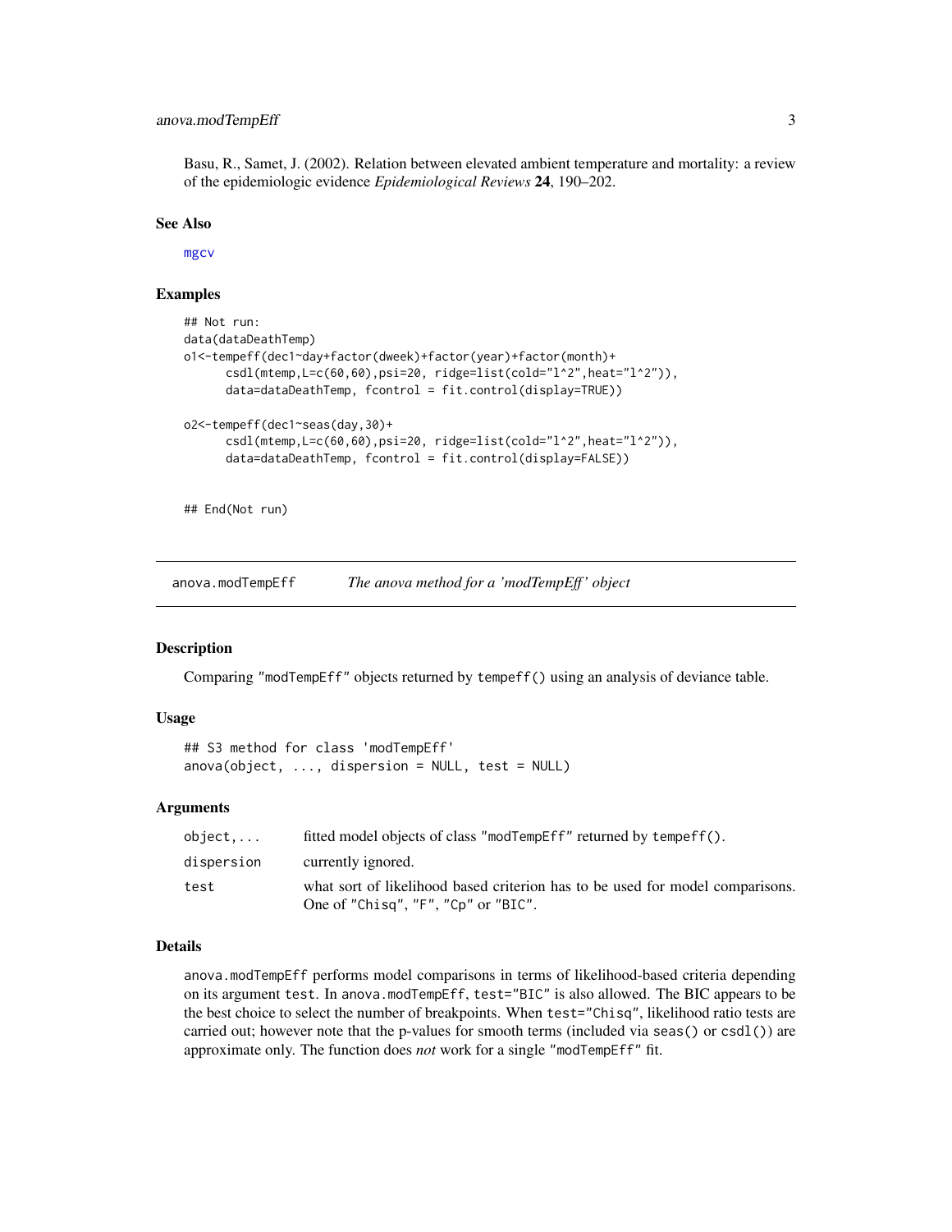Basu, R., Samet, J. (2002). Relation between elevated ambient temperature and mortality: a review of the epidemiologic evidence *Epidemiological Reviews* **24**, 190–202.

### See Also

mgcv

### Examples

```
## Not run:
data(dataDeathTemp)
o1<-tempeff(dec1~day+factor(dweek)+factor(year)+factor(month)+
      csdl(mtemp,L=c(60,60),psi=20, ridge=list(cold="l^2",heat="l^2")),
      data=dataDeathTemp, fcontrol = fit.control(display=TRUE))

o2<-tempeff(dec1~seas(day,30)+
      csdl(mtemp,L=c(60,60),psi=20, ridge=list(cold="l^2",heat="l^2")),
      data=dataDeathTemp, fcontrol = fit.control(display=FALSE))


## End(Not run)
```

## anova.modTempEff — *The anova method for a 'modTempEff' object*

### Description

Comparing "modTempEff" objects returned by tempeff() using an analysis of deviance table.

### Usage

```
## S3 method for class 'modTempEff'
anova(object, ..., dispersion = NULL, test = NULL)
```

### Arguments

| | |
|---|---|
| object,... | fitted model objects of class "modTempEff" returned by tempeff(). |
| dispersion | currently ignored. |
| test | what sort of likelihood based criterion has to be used for model comparisons. One of "Chisq", "F", "Cp" or "BIC". |

### Details

anova.modTempEff performs model comparisons in terms of likelihood-based criteria depending on its argument test. In anova.modTempEff, test="BIC" is also allowed. The BIC appears to be the best choice to select the number of breakpoints. When test="Chisq", likelihood ratio tests are carried out; however note that the p-values for smooth terms (included via seas() or csdl()) are approximate only. The function does *not* work for a single "modTempEff" fit.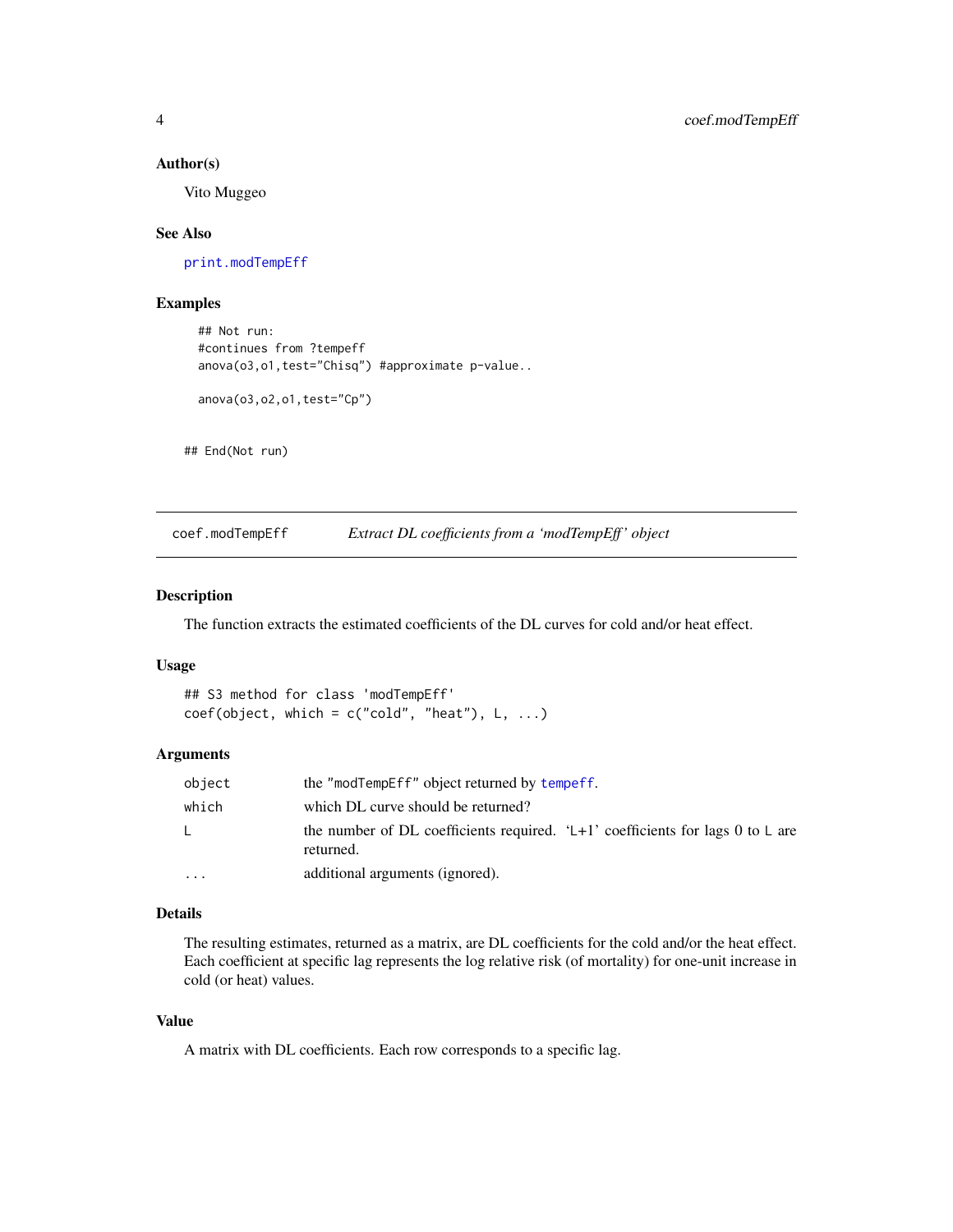### Author(s)

Vito Muggeo

### See Also

print.modTempEff

### Examples

```
## Not run:
#continues from ?tempeff
anova(o3,o1,test="Chisq") #approximate p-value..

anova(o3,o2,o1,test="Cp")


## End(Not run)
```

---

## coef.modTempEff — *Extract DL coefficients from a 'modTempEff' object*

---

### Description

The function extracts the estimated coefficients of the DL curves for cold and/or heat effect.

### Usage

```
## S3 method for class 'modTempEff'
coef(object, which = c("cold", "heat"), L, ...)
```

### Arguments

| | |
|---|---|
| `object` | the "modTempEff" object returned by tempeff. |
| `which` | which DL curve should be returned? |
| `L` | the number of DL coefficients required. 'L+1' coefficients for lags 0 to L are returned. |
| `...` | additional arguments (ignored). |

### Details

The resulting estimates, returned as a matrix, are DL coefficients for the cold and/or the heat effect. Each coefficient at specific lag represents the log relative risk (of mortality) for one-unit increase in cold (or heat) values.

### Value

A matrix with DL coefficients. Each row corresponds to a specific lag.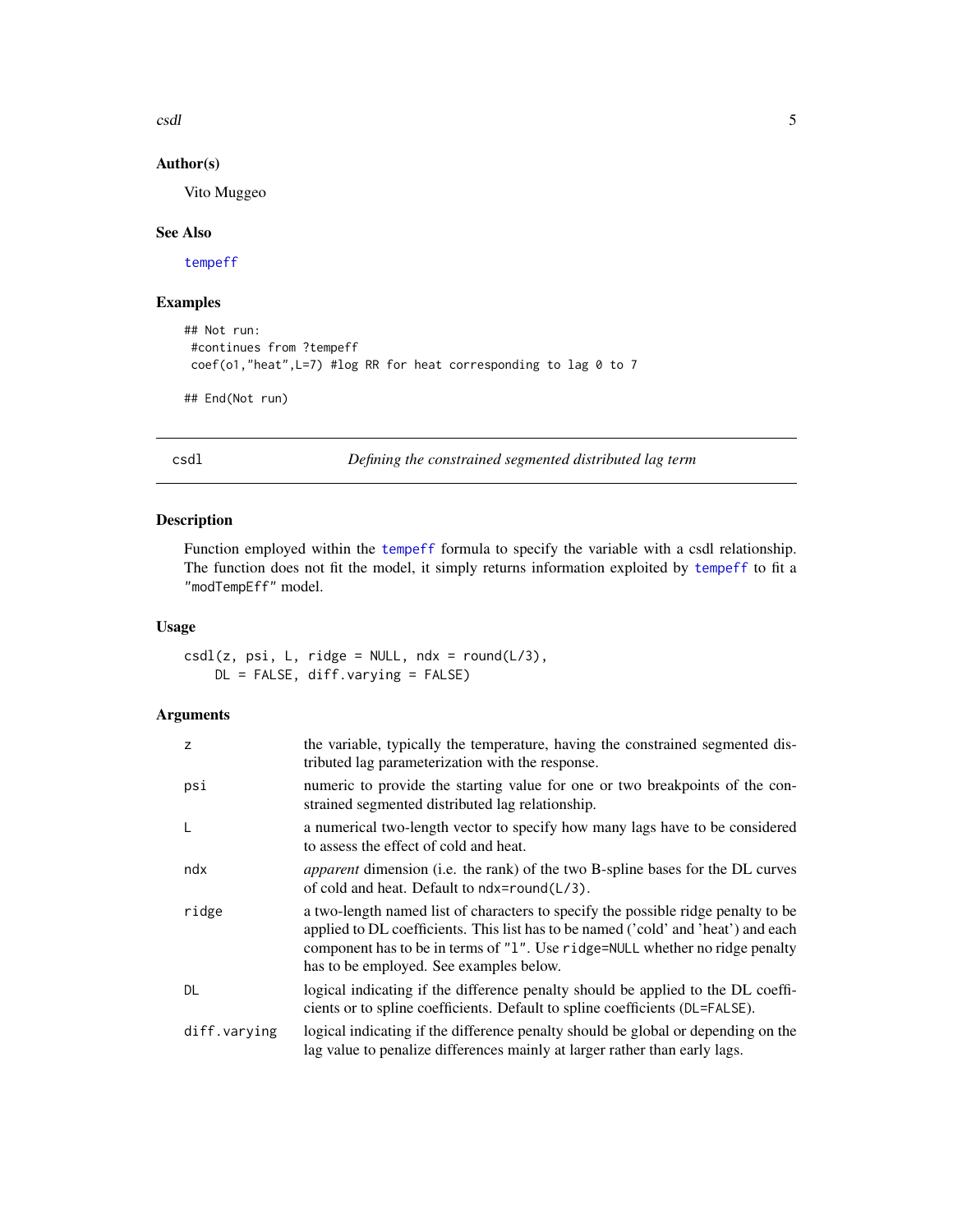## Author(s)

Vito Muggeo

## See Also

tempeff

## Examples

```
## Not run:
 #continues from ?tempeff
 coef(o1,"heat",L=7) #log RR for heat corresponding to lag 0 to 7

## End(Not run)
```

---

# csdl — *Defining the constrained segmented distributed lag term*

## Description

Function employed within the tempeff formula to specify the variable with a csdl relationship. The function does not fit the model, it simply returns information exploited by tempeff to fit a "modTempEff" model.

## Usage

```
csdl(z, psi, L, ridge = NULL, ndx = round(L/3),
    DL = FALSE, diff.varying = FALSE)
```

## Arguments

| | |
|---|---|
| z | the variable, typically the temperature, having the constrained segmented distributed lag parameterization with the response. |
| psi | numeric to provide the starting value for one or two breakpoints of the constrained segmented distributed lag relationship. |
| L | a numerical two-length vector to specify how many lags have to be considered to assess the effect of cold and heat. |
| ndx | *apparent* dimension (i.e. the rank) of the two B-spline bases for the DL curves of cold and heat. Default to `ndx=round(L/3)`. |
| ridge | a two-length named list of characters to specify the possible ridge penalty to be applied to DL coefficients. This list has to be named ('cold' and 'heat') and each component has to be in terms of "l". Use `ridge=NULL` whether no ridge penalty has to be employed. See examples below. |
| DL | logical indicating if the difference penalty should be applied to the DL coefficients or to spline coefficients. Default to spline coefficients (`DL=FALSE`). |
| diff.varying | logical indicating if the difference penalty should be global or depending on the lag value to penalize differences mainly at larger rather than early lags. |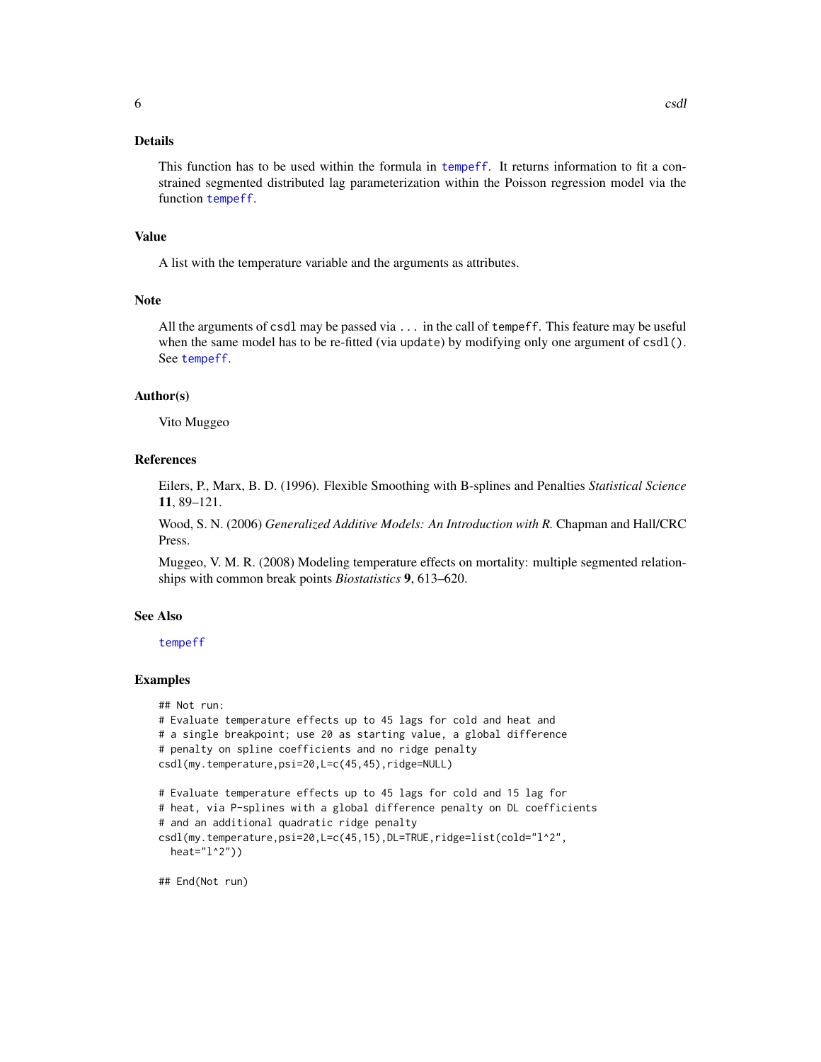## Details

This function has to be used within the formula in `tempeff`. It returns information to fit a constrained segmented distributed lag parameterization within the Poisson regression model via the function `tempeff`.

## Value

A list with the temperature variable and the arguments as attributes.

## Note

All the arguments of `csdl` may be passed via `...` in the call of `tempeff`. This feature may be useful when the same model has to be re-fitted (via `update`) by modifying only one argument of `csdl()`. See `tempeff`.

## Author(s)

Vito Muggeo

## References

Eilers, P., Marx, B. D. (1996). Flexible Smoothing with B-splines and Penalties *Statistical Science* **11**, 89–121.

Wood, S. N. (2006) *Generalized Additive Models: An Introduction with R.* Chapman and Hall/CRC Press.

Muggeo, V. M. R. (2008) Modeling temperature effects on mortality: multiple segmented relationships with common break points *Biostatistics* **9**, 613–620.

## See Also

`tempeff`

## Examples

```
## Not run:
# Evaluate temperature effects up to 45 lags for cold and heat and
# a single breakpoint; use 20 as starting value, a global difference
# penalty on spline coefficients and no ridge penalty
csdl(my.temperature,psi=20,L=c(45,45),ridge=NULL)

# Evaluate temperature effects up to 45 lags for cold and 15 lag for
# heat, via P-splines with a global difference penalty on DL coefficients
# and an additional quadratic ridge penalty
csdl(my.temperature,psi=20,L=c(45,15),DL=TRUE,ridge=list(cold="l^2",
  heat="l^2"))

## End(Not run)
```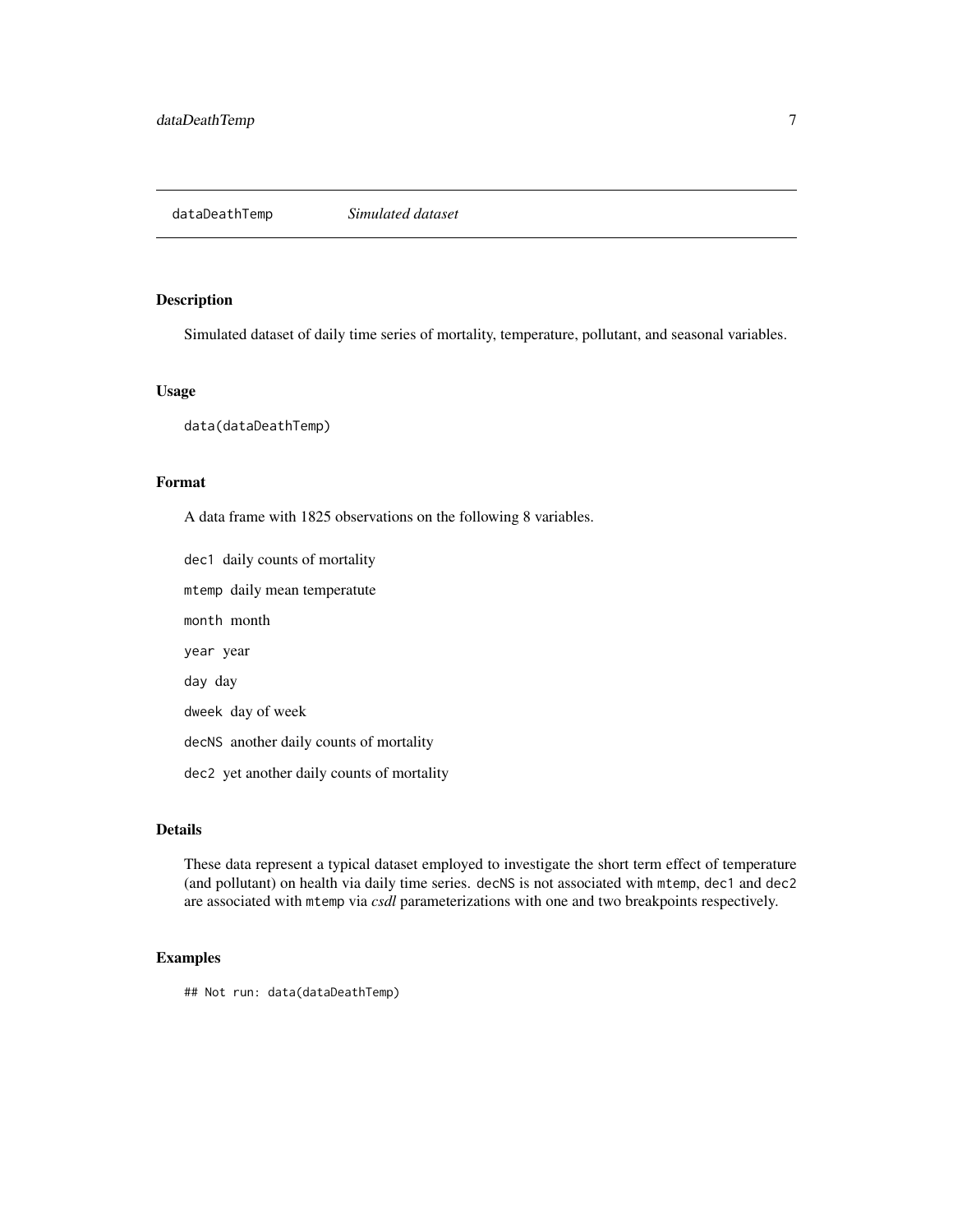dataDeathTemp *Simulated dataset*

## Description

Simulated dataset of daily time series of mortality, temperature, pollutant, and seasonal variables.

## Usage

```
data(dataDeathTemp)
```

## Format

A data frame with 1825 observations on the following 8 variables.

- `dec1` daily counts of mortality
- `mtemp` daily mean temperatute
- `month` month
- `year` year
- `day` day
- `dweek` day of week
- `decNS` another daily counts of mortality
- `dec2` yet another daily counts of mortality

## Details

These data represent a typical dataset employed to investigate the short term effect of temperature (and pollutant) on health via daily time series. `decNS` is not associated with `mtemp`, `dec1` and `dec2` are associated with `mtemp` via *csdl* parameterizations with one and two breakpoints respectively.

## Examples

```
## Not run: data(dataDeathTemp)
```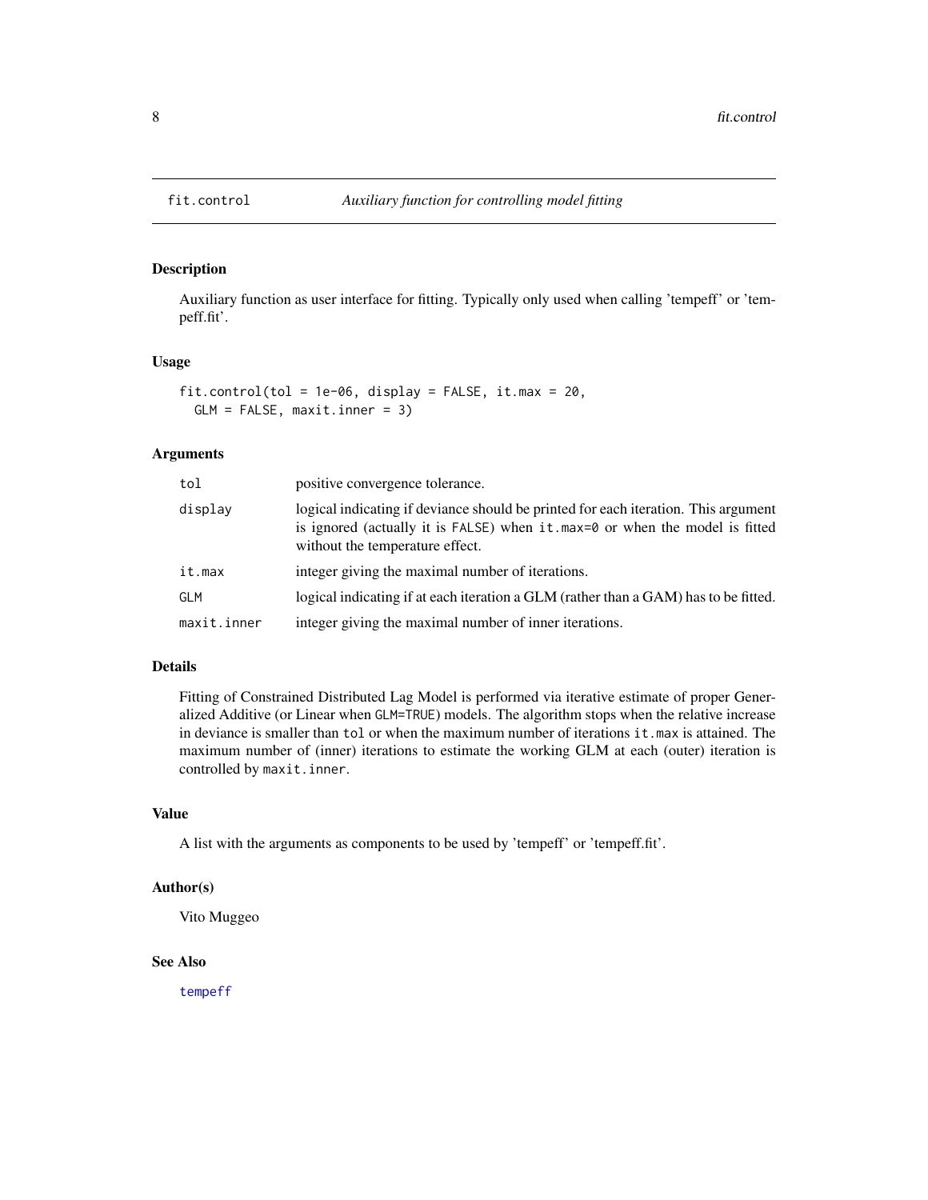# fit.control *Auxiliary function for controlling model fitting*

## Description

Auxiliary function as user interface for fitting. Typically only used when calling 'tempeff' or 'tempeff.fit'.

## Usage

```
fit.control(tol = 1e-06, display = FALSE, it.max = 20,
  GLM = FALSE, maxit.inner = 3)
```

## Arguments

| | |
|---|---|
| `tol` | positive convergence tolerance. |
| `display` | logical indicating if deviance should be printed for each iteration. This argument is ignored (actually it is `FALSE`) when `it.max=0` or when the model is fitted without the temperature effect. |
| `it.max` | integer giving the maximal number of iterations. |
| `GLM` | logical indicating if at each iteration a GLM (rather than a GAM) has to be fitted. |
| `maxit.inner` | integer giving the maximal number of inner iterations. |

## Details

Fitting of Constrained Distributed Lag Model is performed via iterative estimate of proper Generalized Additive (or Linear when `GLM=TRUE`) models. The algorithm stops when the relative increase in deviance is smaller than `tol` or when the maximum number of iterations `it.max` is attained. The maximum number of (inner) iterations to estimate the working GLM at each (outer) iteration is controlled by `maxit.inner`.

## Value

A list with the arguments as components to be used by 'tempeff' or 'tempeff.fit'.

## Author(s)

Vito Muggeo

## See Also

tempeff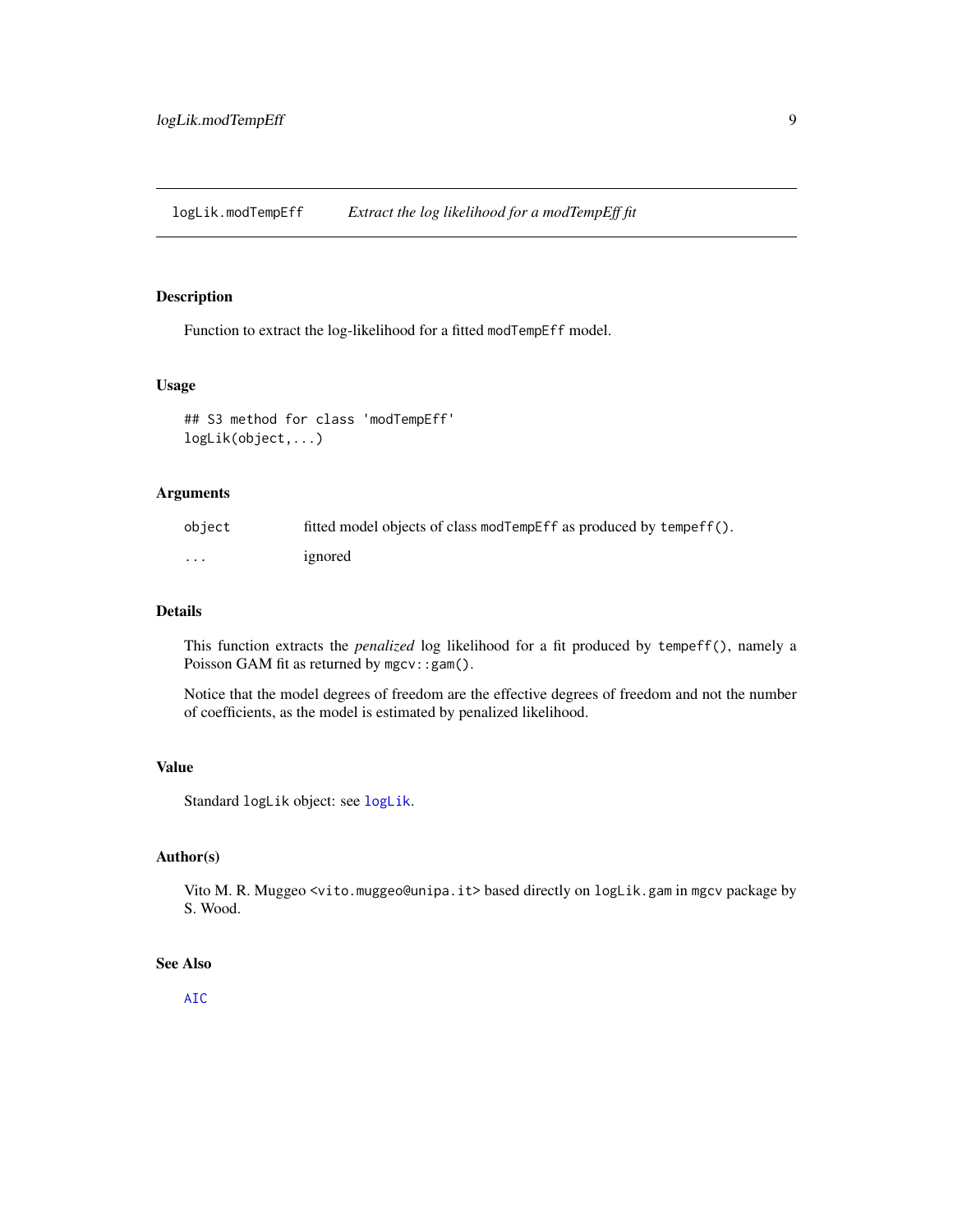# logLik.modTempEff — *Extract the log likelihood for a modTempEff fit*

## Description

Function to extract the log-likelihood for a fitted `modTempEff` model.

## Usage

```
## S3 method for class 'modTempEff'
logLik(object,...)
```

## Arguments

| | |
|---|---|
| `object` | fitted model objects of class `modTempEff` as produced by `tempeff()`. |
| `...` | ignored |

## Details

This function extracts the *penalized* log likelihood for a fit produced by `tempeff()`, namely a Poisson GAM fit as returned by `mgcv::gam()`.

Notice that the model degrees of freedom are the effective degrees of freedom and not the number of coefficients, as the model is estimated by penalized likelihood.

## Value

Standard `logLik` object: see `logLik`.

## Author(s)

Vito M. R. Muggeo <vito.muggeo@unipa.it> based directly on `logLik.gam` in `mgcv` package by S. Wood.

## See Also

`AIC`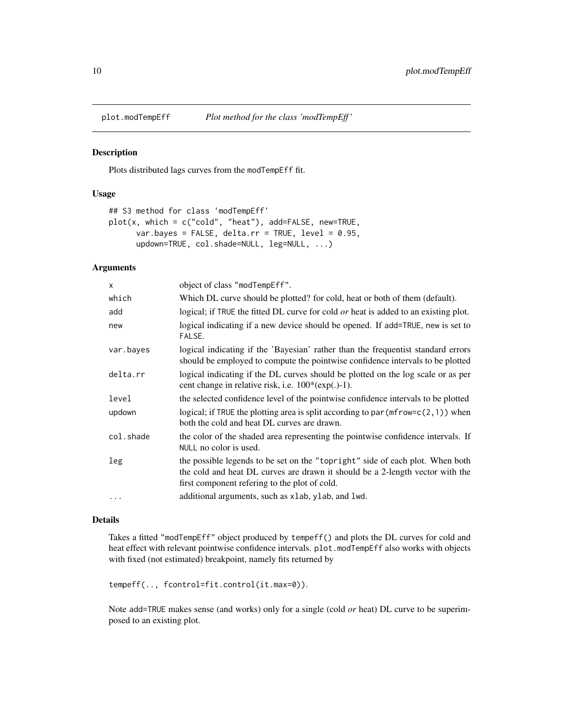# plot.modTempEff — *Plot method for the class 'modTempEff'*

## Description

Plots distributed lags curves from the modTempEff fit.

## Usage

```
## S3 method for class 'modTempEff'
plot(x, which = c("cold", "heat"), add=FALSE, new=TRUE,
      var.bayes = FALSE, delta.rr = TRUE, level = 0.95,
      updown=TRUE, col.shade=NULL, leg=NULL, ...)
```

## Arguments

| | |
|---|---|
| x | object of class "modTempEff". |
| which | Which DL curve should be plotted? for cold, heat or both of them (default). |
| add | logical; if TRUE the fitted DL curve for cold *or* heat is added to an existing plot. |
| new | logical indicating if a new device should be opened. If add=TRUE, new is set to FALSE. |
| var.bayes | logical indicating if the 'Bayesian' rather than the frequentist standard errors should be employed to compute the pointwise confidence intervals to be plotted |
| delta.rr | logical indicating if the DL curves should be plotted on the log scale or as per cent change in relative risk, i.e. 100*(exp(.)-1). |
| level | the selected confidence level of the pointwise confidence intervals to be plotted |
| updown | logical; if TRUE the plotting area is split according to par(mfrow=c(2,1)) when both the cold and heat DL curves are drawn. |
| col.shade | the color of the shaded area representing the pointwise confidence intervals. If NULL no color is used. |
| leg | the possible legends to be set on the "topright" side of each plot. When both the cold and heat DL curves are drawn it should be a 2-length vector with the first component refering to the plot of cold. |
| ... | additional arguments, such as xlab, ylab, and lwd. |

## Details

Takes a fitted "modTempEff" object produced by tempeff() and plots the DL curves for cold and heat effect with relevant pointwise confidence intervals. plot.modTempEff also works with objects with fixed (not estimated) breakpoint, namely fits returned by

```
tempeff(.., fcontrol=fit.control(it.max=0)).
```

Note add=TRUE makes sense (and works) only for a single (cold *or* heat) DL curve to be superimposed to an existing plot.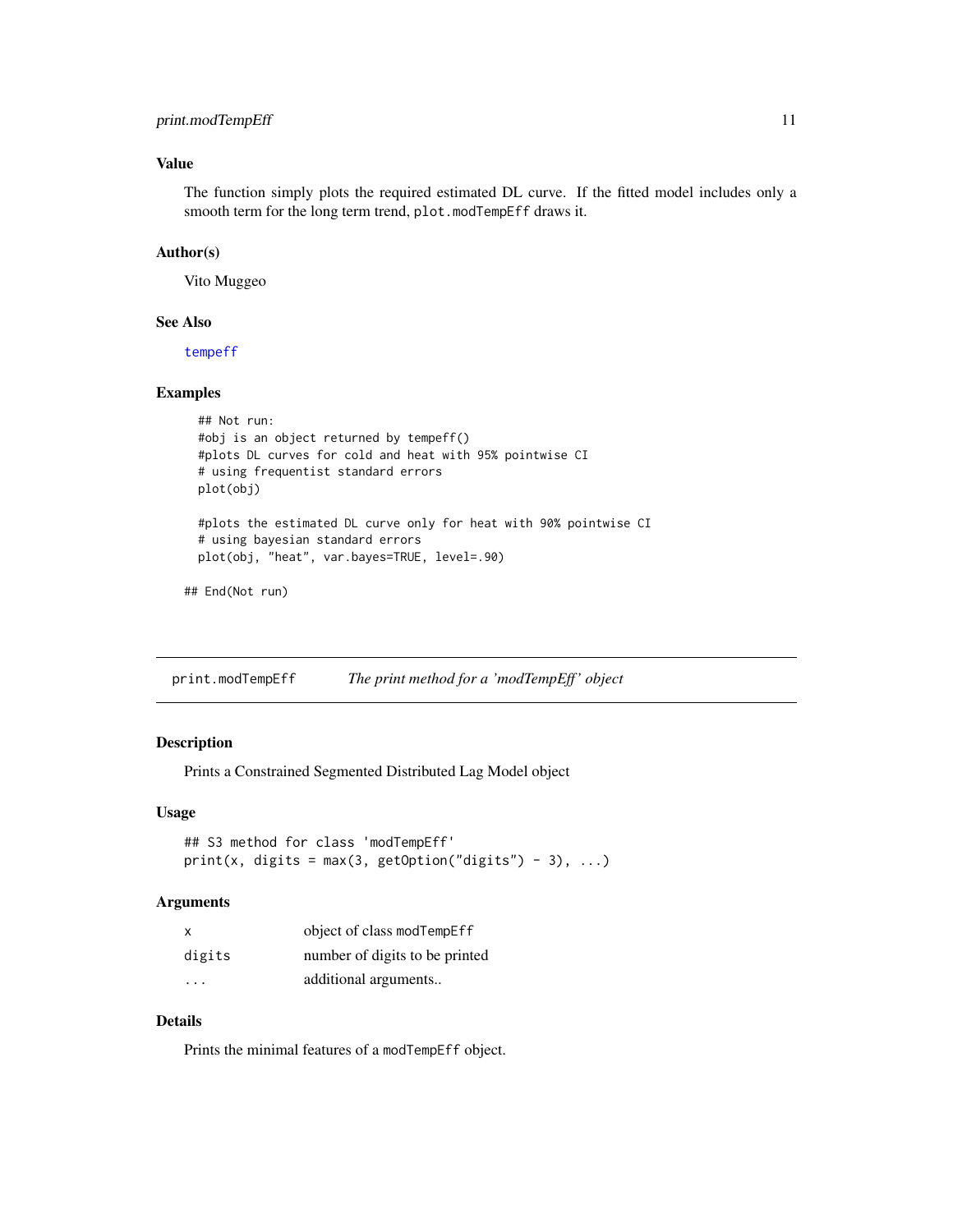## Value

The function simply plots the required estimated DL curve. If the fitted model includes only a smooth term for the long term trend, `plot.modTempEff` draws it.

## Author(s)

Vito Muggeo

## See Also

`tempeff`

## Examples

```
  ## Not run:
  #obj is an object returned by tempeff()
  #plots DL curves for cold and heat with 95% pointwise CI
  # using frequentist standard errors
  plot(obj)

  #plots the estimated DL curve only for heat with 90% pointwise CI
  # using bayesian standard errors
  plot(obj, "heat", var.bayes=TRUE, level=.90)

## End(Not run)
```

---

# print.modTempEff    *The print method for a 'modTempEff' object*

## Description

Prints a Constrained Segmented Distributed Lag Model object

## Usage

```
## S3 method for class 'modTempEff'
print(x, digits = max(3, getOption("digits") - 3), ...)
```

## Arguments

| | |
|---|---|
| `x` | object of class `modTempEff` |
| `digits` | number of digits to be printed |
| `...` | additional arguments.. |

## Details

Prints the minimal features of a `modTempEff` object.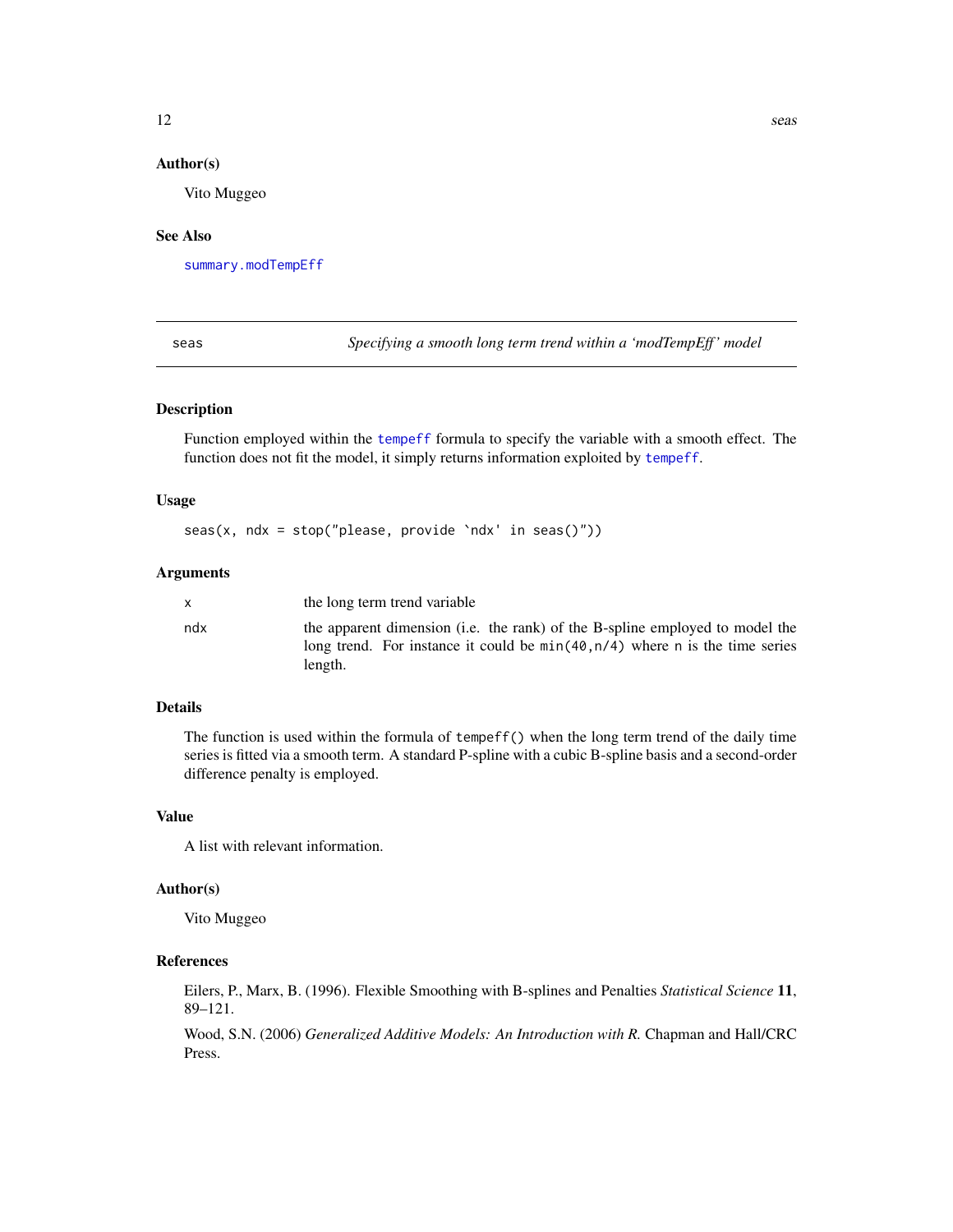### Author(s)

Vito Muggeo

### See Also

summary.modTempEff

---

## seas — *Specifying a smooth long term trend within a 'modTempEff' model*

---

### Description

Function employed within the tempeff formula to specify the variable with a smooth effect. The function does not fit the model, it simply returns information exploited by tempeff.

### Usage

```
seas(x, ndx = stop("please, provide `ndx' in seas()"))
```

### Arguments

| | |
|---|---|
| x | the long term trend variable |
| ndx | the apparent dimension (i.e. the rank) of the B-spline employed to model the long trend. For instance it could be `min(40,n/4)` where `n` is the time series length. |

### Details

The function is used within the formula of `tempeff()` when the long term trend of the daily time series is fitted via a smooth term. A standard P-spline with a cubic B-spline basis and a second-order difference penalty is employed.

### Value

A list with relevant information.

### Author(s)

Vito Muggeo

### References

Eilers, P., Marx, B. (1996). Flexible Smoothing with B-splines and Penalties *Statistical Science* **11**, 89–121.

Wood, S.N. (2006) *Generalized Additive Models: An Introduction with R.* Chapman and Hall/CRC Press.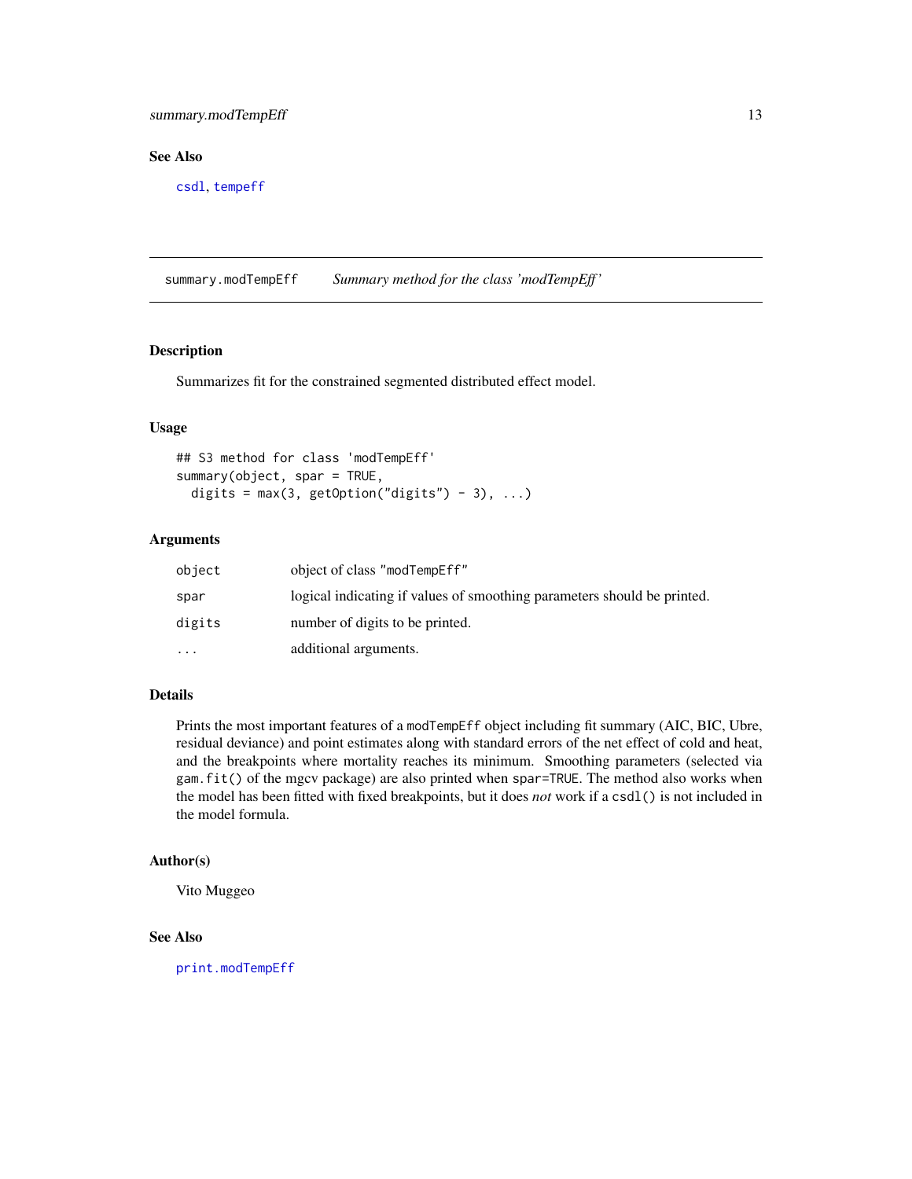### See Also

csdl, tempeff

---

## summary.modTempEff — *Summary method for the class 'modTempEff'*

### Description

Summarizes fit for the constrained segmented distributed effect model.

### Usage

```
## S3 method for class 'modTempEff'
summary(object, spar = TRUE,
  digits = max(3, getOption("digits") - 3), ...)
```

### Arguments

| | |
|---|---|
| `object` | object of class `"modTempEff"` |
| `spar` | logical indicating if values of smoothing parameters should be printed. |
| `digits` | number of digits to be printed. |
| `...` | additional arguments. |

### Details

Prints the most important features of a `modTempEff` object including fit summary (AIC, BIC, Ubre, residual deviance) and point estimates along with standard errors of the net effect of cold and heat, and the breakpoints where mortality reaches its minimum. Smoothing parameters (selected via `gam.fit()` of the mgcv package) are also printed when `spar=TRUE`. The method also works when the model has been fitted with fixed breakpoints, but it does *not* work if a `csdl()` is not included in the model formula.

### Author(s)

Vito Muggeo

### See Also

print.modTempEff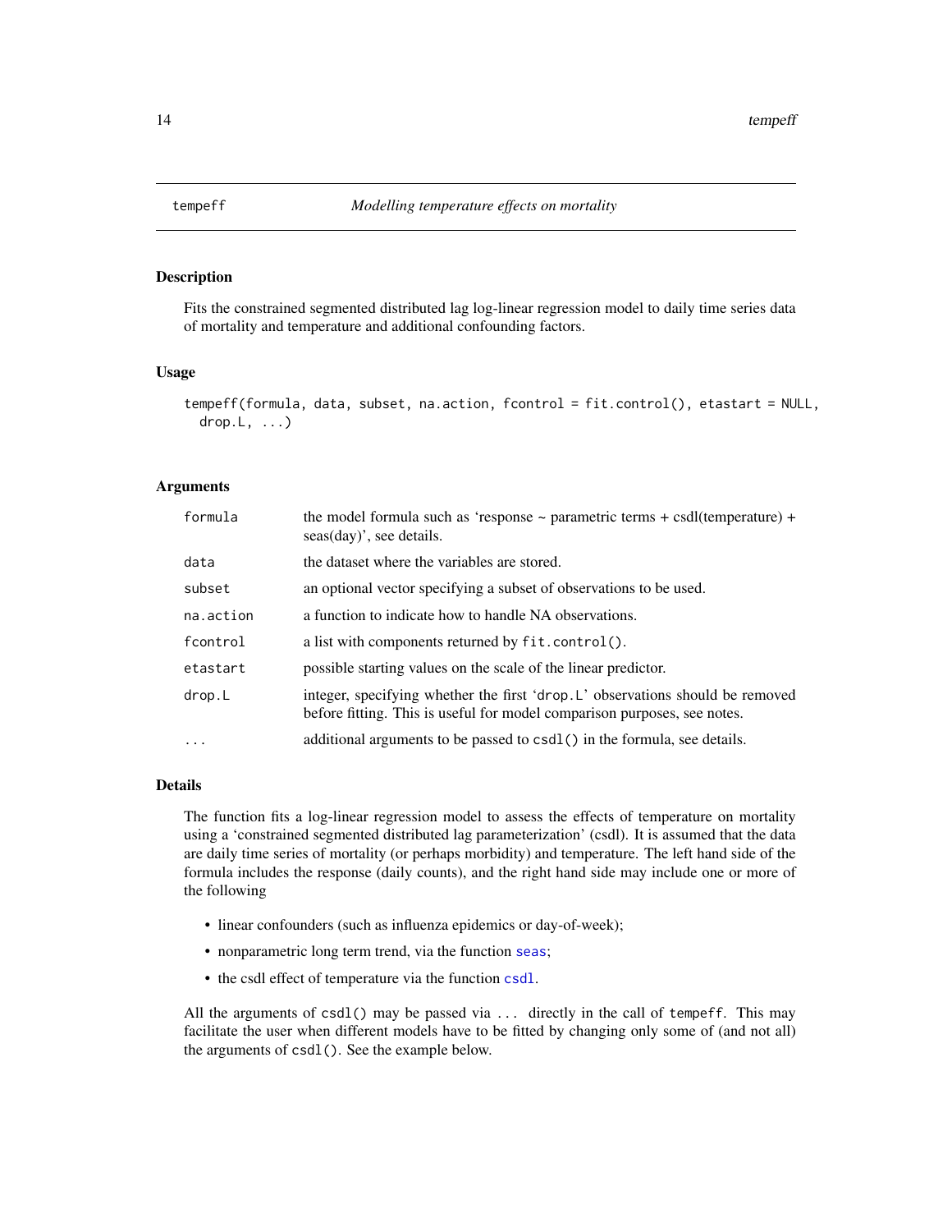## tempeff — *Modelling temperature effects on mortality*

### Description

Fits the constrained segmented distributed lag log-linear regression model to daily time series data of mortality and temperature and additional confounding factors.

### Usage

```
tempeff(formula, data, subset, na.action, fcontrol = fit.control(), etastart = NULL,
  drop.L, ...)
```

### Arguments

| | |
|---|---|
| `formula` | the model formula such as 'response ~ parametric terms + csdl(temperature) + seas(day)', see details. |
| `data` | the dataset where the variables are stored. |
| `subset` | an optional vector specifying a subset of observations to be used. |
| `na.action` | a function to indicate how to handle NA observations. |
| `fcontrol` | a list with components returned by `fit.control()`. |
| `etastart` | possible starting values on the scale of the linear predictor. |
| `drop.L` | integer, specifying whether the first '`drop.L`' observations should be removed before fitting. This is useful for model comparison purposes, see notes. |
| `...` | additional arguments to be passed to `csdl()` in the formula, see details. |

### Details

The function fits a log-linear regression model to assess the effects of temperature on mortality using a 'constrained segmented distributed lag parameterization' (csdl). It is assumed that the data are daily time series of mortality (or perhaps morbidity) and temperature. The left hand side of the formula includes the response (daily counts), and the right hand side may include one or more of the following

- linear confounders (such as influenza epidemics or day-of-week);
- nonparametric long term trend, via the function `seas`;
- the csdl effect of temperature via the function `csdl`.

All the arguments of `csdl()` may be passed via `...` directly in the call of `tempeff`. This may facilitate the user when different models have to be fitted by changing only some of (and not all) the arguments of `csdl()`. See the example below.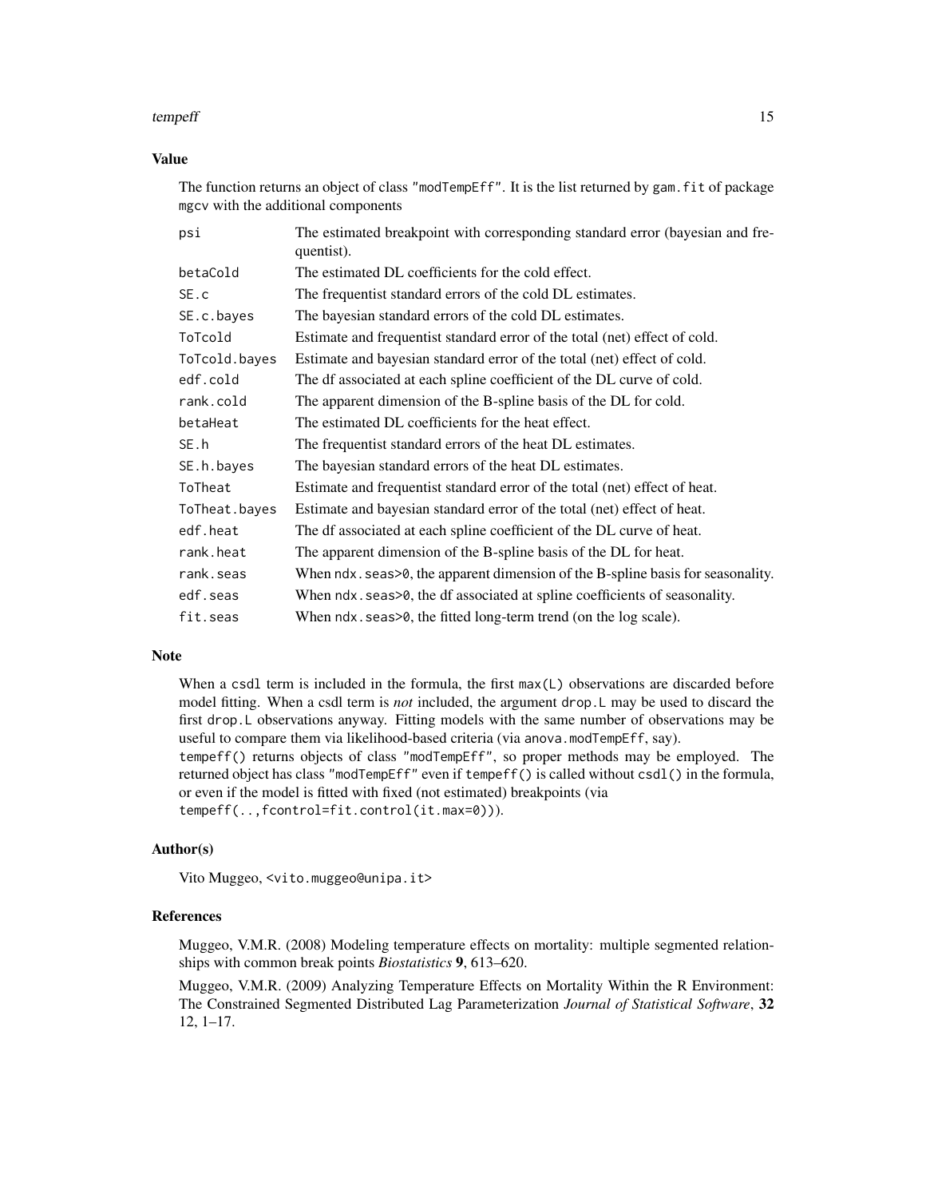### Value

The function returns an object of class "modTempEff". It is the list returned by gam.fit of package mgcv with the additional components

| | |
|---|---|
| psi | The estimated breakpoint with corresponding standard error (bayesian and frequentist). |
| betaCold | The estimated DL coefficients for the cold effect. |
| SE.c | The frequentist standard errors of the cold DL estimates. |
| SE.c.bayes | The bayesian standard errors of the cold DL estimates. |
| ToTcold | Estimate and frequentist standard error of the total (net) effect of cold. |
| ToTcold.bayes | Estimate and bayesian standard error of the total (net) effect of cold. |
| edf.cold | The df associated at each spline coefficient of the DL curve of cold. |
| rank.cold | The apparent dimension of the B-spline basis of the DL for cold. |
| betaHeat | The estimated DL coefficients for the heat effect. |
| SE.h | The frequentist standard errors of the heat DL estimates. |
| SE.h.bayes | The bayesian standard errors of the heat DL estimates. |
| ToTheat | Estimate and frequentist standard error of the total (net) effect of heat. |
| ToTheat.bayes | Estimate and bayesian standard error of the total (net) effect of heat. |
| edf.heat | The df associated at each spline coefficient of the DL curve of heat. |
| rank.heat | The apparent dimension of the B-spline basis of the DL for heat. |
| rank.seas | When ndx.seas>0, the apparent dimension of the B-spline basis for seasonality. |
| edf.seas | When ndx.seas>0, the df associated at spline coefficients of seasonality. |
| fit.seas | When ndx.seas>0, the fitted long-term trend (on the log scale). |

### Note

When a csdl term is included in the formula, the first max(L) observations are discarded before model fitting. When a csdl term is *not* included, the argument drop.L may be used to discard the first drop.L observations anyway. Fitting models with the same number of observations may be useful to compare them via likelihood-based criteria (via anova.modTempEff, say).
tempeff() returns objects of class "modTempEff", so proper methods may be employed. The returned object has class "modTempEff" even if tempeff() is called without csdl() in the formula, or even if the model is fitted with fixed (not estimated) breakpoints (via
tempeff(..,fcontrol=fit.control(it.max=0))).

### Author(s)

Vito Muggeo, <vito.muggeo@unipa.it>

### References

Muggeo, V.M.R. (2008) Modeling temperature effects on mortality: multiple segmented relationships with common break points *Biostatistics* **9**, 613–620.

Muggeo, V.M.R. (2009) Analyzing Temperature Effects on Mortality Within the R Environment: The Constrained Segmented Distributed Lag Parameterization *Journal of Statistical Software*, **32** 12, 1–17.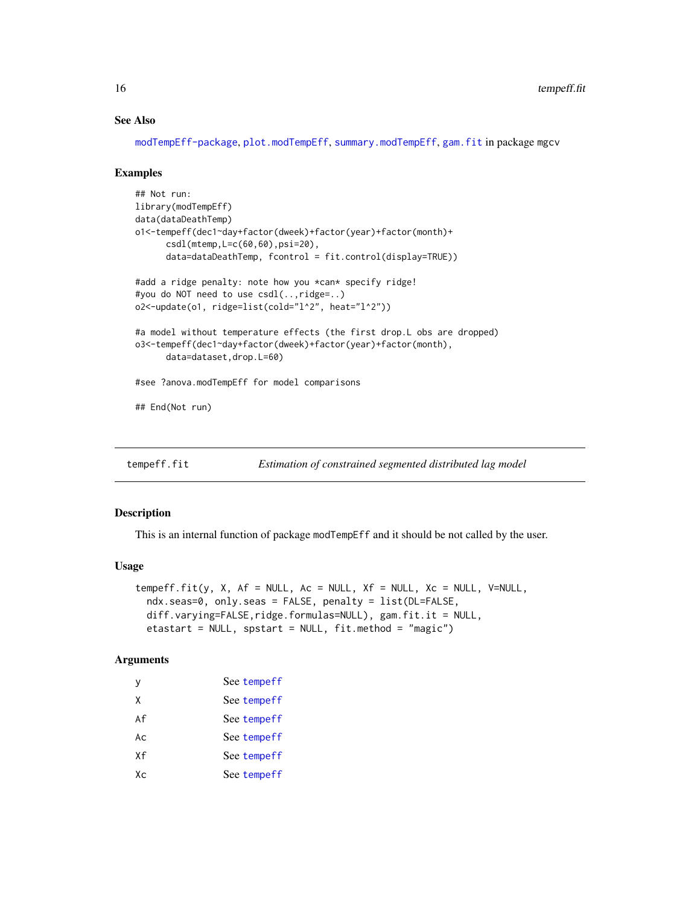### See Also

modTempEff-package, plot.modTempEff, summary.modTempEff, gam.fit in package mgcv

### Examples

```
## Not run:
library(modTempEff)
data(dataDeathTemp)
o1<-tempeff(dec1~day+factor(dweek)+factor(year)+factor(month)+
      csdl(mtemp,L=c(60,60),psi=20),
      data=dataDeathTemp, fcontrol = fit.control(display=TRUE))

#add a ridge penalty: note how you *can* specify ridge!
#you do NOT need to use csdl(..,ridge=..)
o2<-update(o1, ridge=list(cold="l^2", heat="l^2"))

#a model without temperature effects (the first drop.L obs are dropped)
o3<-tempeff(dec1~day+factor(dweek)+factor(year)+factor(month),
      data=dataset,drop.L=60)

#see ?anova.modTempEff for model comparisons

## End(Not run)
```

---

## tempeff.fit — *Estimation of constrained segmented distributed lag model*

### Description

This is an internal function of package modTempEff and it should be not called by the user.

### Usage

```
tempeff.fit(y, X, Af = NULL, Ac = NULL, Xf = NULL, Xc = NULL, V=NULL,
  ndx.seas=0, only.seas = FALSE, penalty = list(DL=FALSE,
  diff.varying=FALSE,ridge.formulas=NULL), gam.fit.it = NULL,
  etastart = NULL, spstart = NULL, fit.method = "magic")
```

### Arguments

| | |
|---|---|
| y | See tempeff |
| X | See tempeff |
| Af | See tempeff |
| Ac | See tempeff |
| Xf | See tempeff |
| Xc | See tempeff |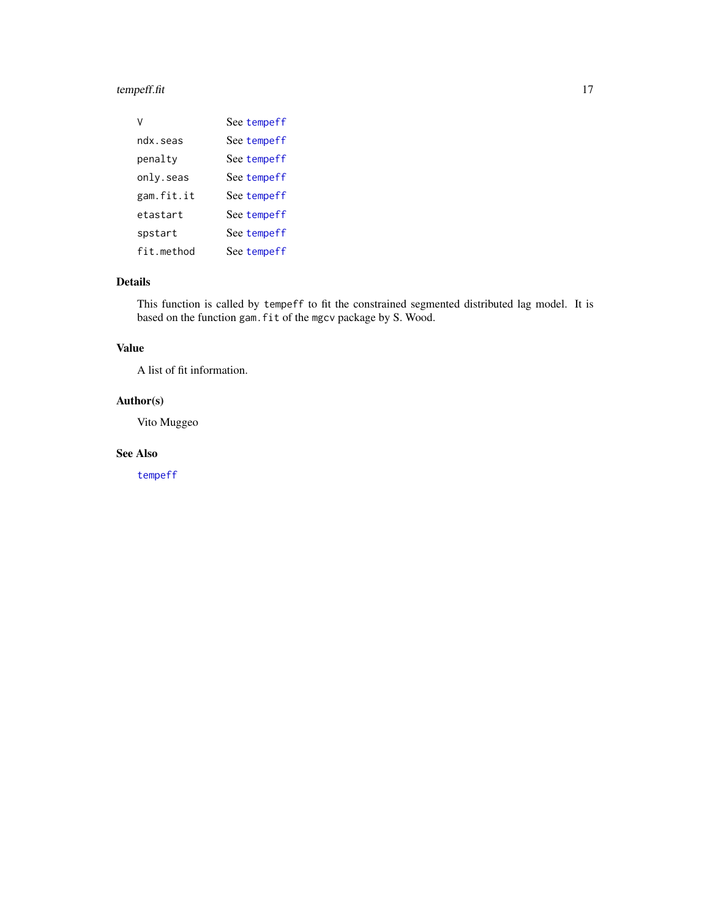| | |
|---|---|
| `V` | See `tempeff` |
| `ndx.seas` | See `tempeff` |
| `penalty` | See `tempeff` |
| `only.seas` | See `tempeff` |
| `gam.fit.it` | See `tempeff` |
| `etastart` | See `tempeff` |
| `spstart` | See `tempeff` |
| `fit.method` | See `tempeff` |

## Details

This function is called by `tempeff` to fit the constrained segmented distributed lag model. It is based on the function `gam.fit` of the `mgcv` package by S. Wood.

## Value

A list of fit information.

## Author(s)

Vito Muggeo

## See Also

`tempeff`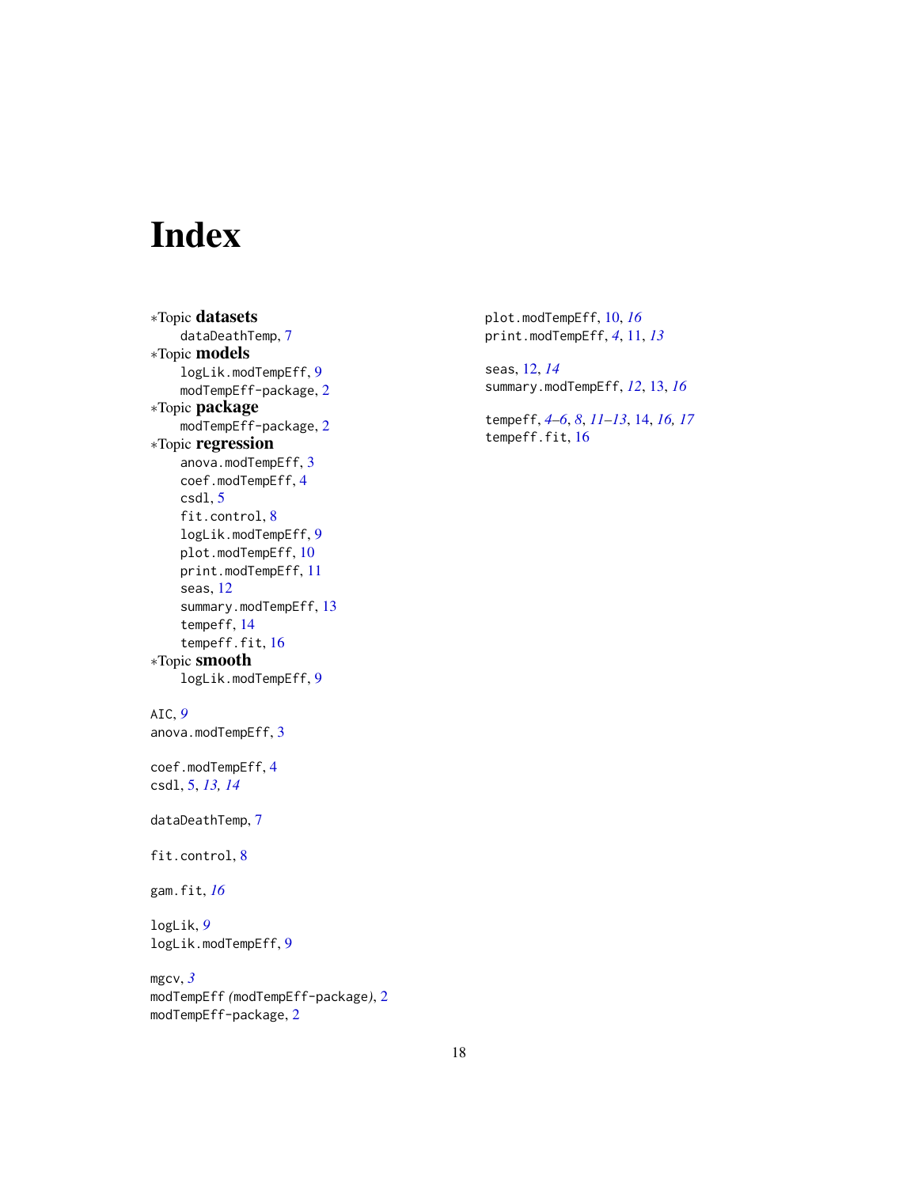# Index

*Topic **datasets**
  dataDeathTemp, 7
*Topic **models**
  logLik.modTempEff, 9
  modTempEff-package, 2
*Topic **package**
  modTempEff-package, 2
*Topic **regression**
  anova.modTempEff, 3
  coef.modTempEff, 4
  csdl, 5
  fit.control, 8
  logLik.modTempEff, 9
  plot.modTempEff, 10
  print.modTempEff, 11
  seas, 12
  summary.modTempEff, 13
  tempeff, 14
  tempeff.fit, 16
*Topic **smooth**
  logLik.modTempEff, 9

AIC, *9*
anova.modTempEff, 3

coef.modTempEff, 4
csdl, 5, *13, 14*

dataDeathTemp, 7

fit.control, 8

gam.fit, *16*

logLik, *9*
logLik.modTempEff, 9

mgcv, *3*
modTempEff *(*modTempEff-package*)*, 2
modTempEff-package, 2

plot.modTempEff, 10, *16*
print.modTempEff, *4*, 11, *13*

seas, 12, *14*
summary.modTempEff, *12*, 13, *16*

tempeff, *4–6*, *8*, *11–13*, 14, *16, 17*
tempeff.fit, 16